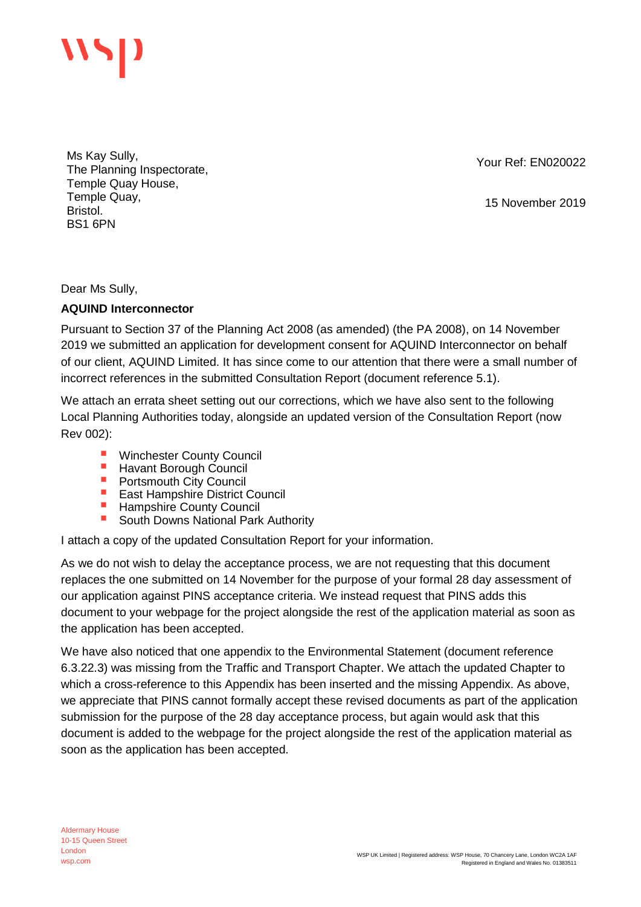Ms Kay Sully,
The Planning Inspectorate,
Temple Quay House,
Temple Quay,
Bristol.
BS1 6PN

Your Ref: EN020022

15 November 2019

Dear Ms Sully,

**AQUIND Interconnector**

Pursuant to Section 37 of the Planning Act 2008 (as amended) (the PA 2008), on 14 November 2019 we submitted an application for development consent for AQUIND Interconnector on behalf of our client, AQUIND Limited. It has since come to our attention that there were a small number of incorrect references in the submitted Consultation Report (document reference 5.1).

We attach an errata sheet setting out our corrections, which we have also sent to the following Local Planning Authorities today, alongside an updated version of the Consultation Report (now Rev 002):

- Winchester County Council
- Havant Borough Council
- Portsmouth City Council
- East Hampshire District Council
- Hampshire County Council
- South Downs National Park Authority

I attach a copy of the updated Consultation Report for your information.

As we do not wish to delay the acceptance process, we are not requesting that this document replaces the one submitted on 14 November for the purpose of your formal 28 day assessment of our application against PINS acceptance criteria. We instead request that PINS adds this document to your webpage for the project alongside the rest of the application material as soon as the application has been accepted.

We have also noticed that one appendix to the Environmental Statement (document reference 6.3.22.3) was missing from the Traffic and Transport Chapter. We attach the updated Chapter to which a cross-reference to this Appendix has been inserted and the missing Appendix. As above, we appreciate that PINS cannot formally accept these revised documents as part of the application submission for the purpose of the 28 day acceptance process, but again would ask that this document is added to the webpage for the project alongside the rest of the application material as soon as the application has been accepted.

Aldermary House
10-15 Queen Street
London
wsp.com

WSP UK Limited | Registered address: WSP House, 70 Chancery Lane, London WC2A 1AF
Registered in England and Wales No. 01383511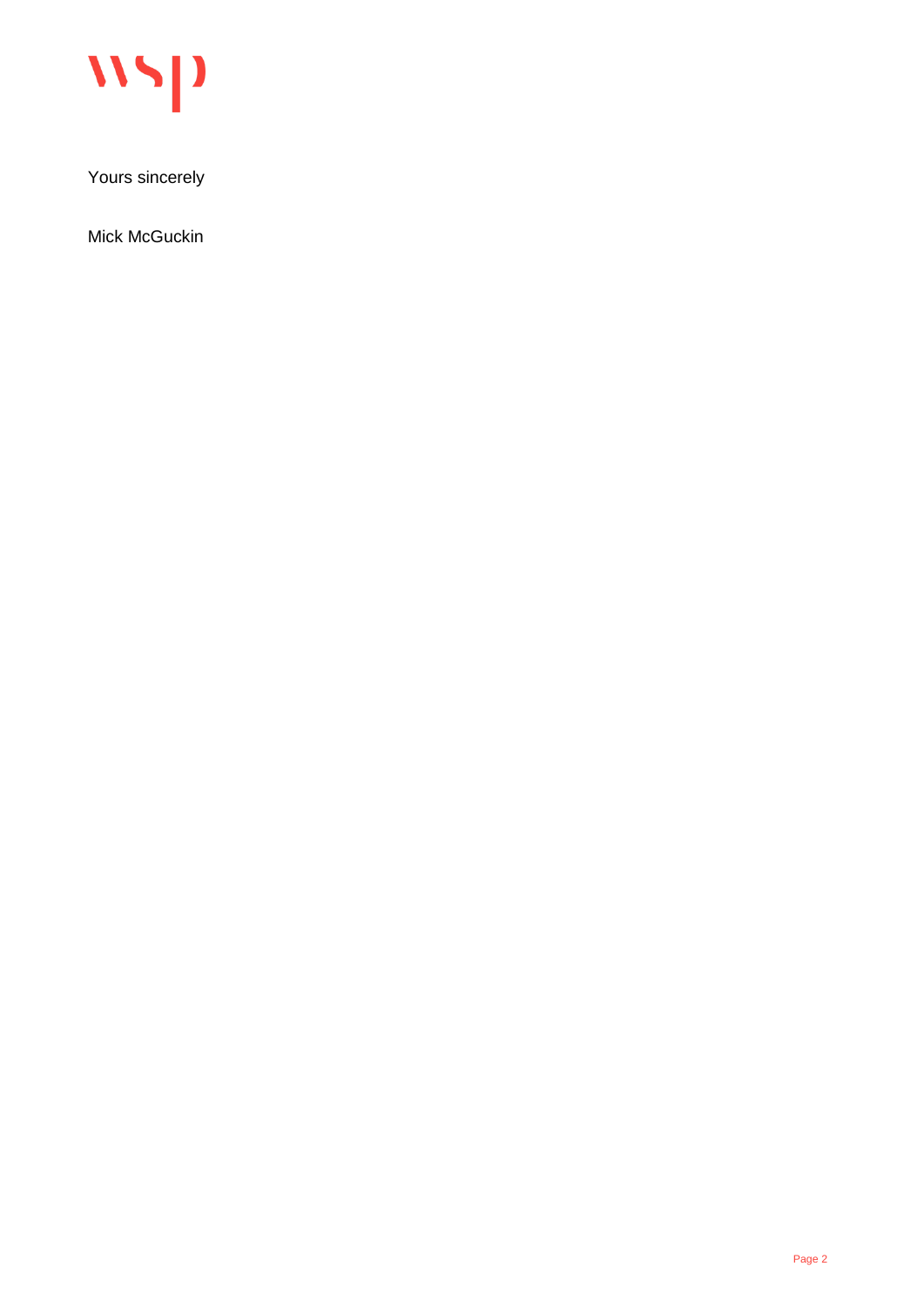Yours sincerely

Mick McGuckin